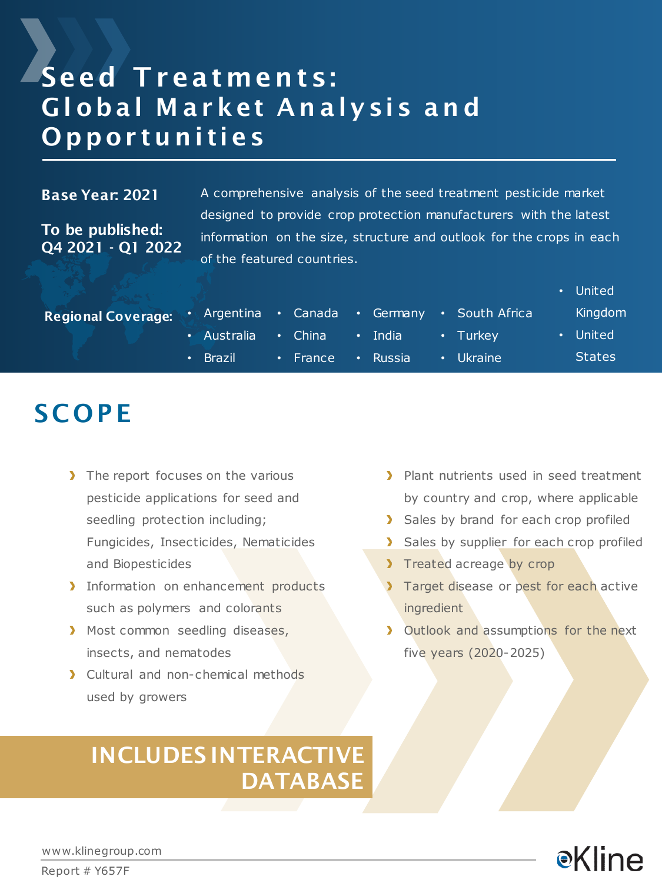# Seed Treatments: Global Market Analysis and Opportunities

**Base Year: 2021**

**To be published: Q4 2021 - Q1 2022**

A comprehensive analysis of the seed treatment pesticide market designed to provide crop protection manufacturers with the latest information on the size, structure and outlook for the crops in each of the featured countries.

**Regional Coverage:**

- Argentina
- Australia
- Brazil
- Canada
- China
- France
- Germany
- India
- Russia
- South Africa
- Turkey
- Ukraine
- United Kingdom
- United States

## SCOPE

- The report focuses on the various pesticide applications for seed and seedling protection including; Fungicides, Insecticides, Nematicides and Biopesticides
- Information on enhancement products such as polymers and colorants
- Most common seedling diseases, insects, and nematodes
- Cultural and non-chemical methods used by growers
- Plant nutrients used in seed treatment by country and crop, where applicable
- Sales by brand for each crop profiled
- Sales by supplier for each crop profiled
- Treated acreage by crop
- Target disease or pest for each active ingredient
- Outlook and assumptions for the next five years (2020-2025)

**INCLUDES INTERACTIVE DATABASE**

www.klinegroup.com

Report # Y657F

Kline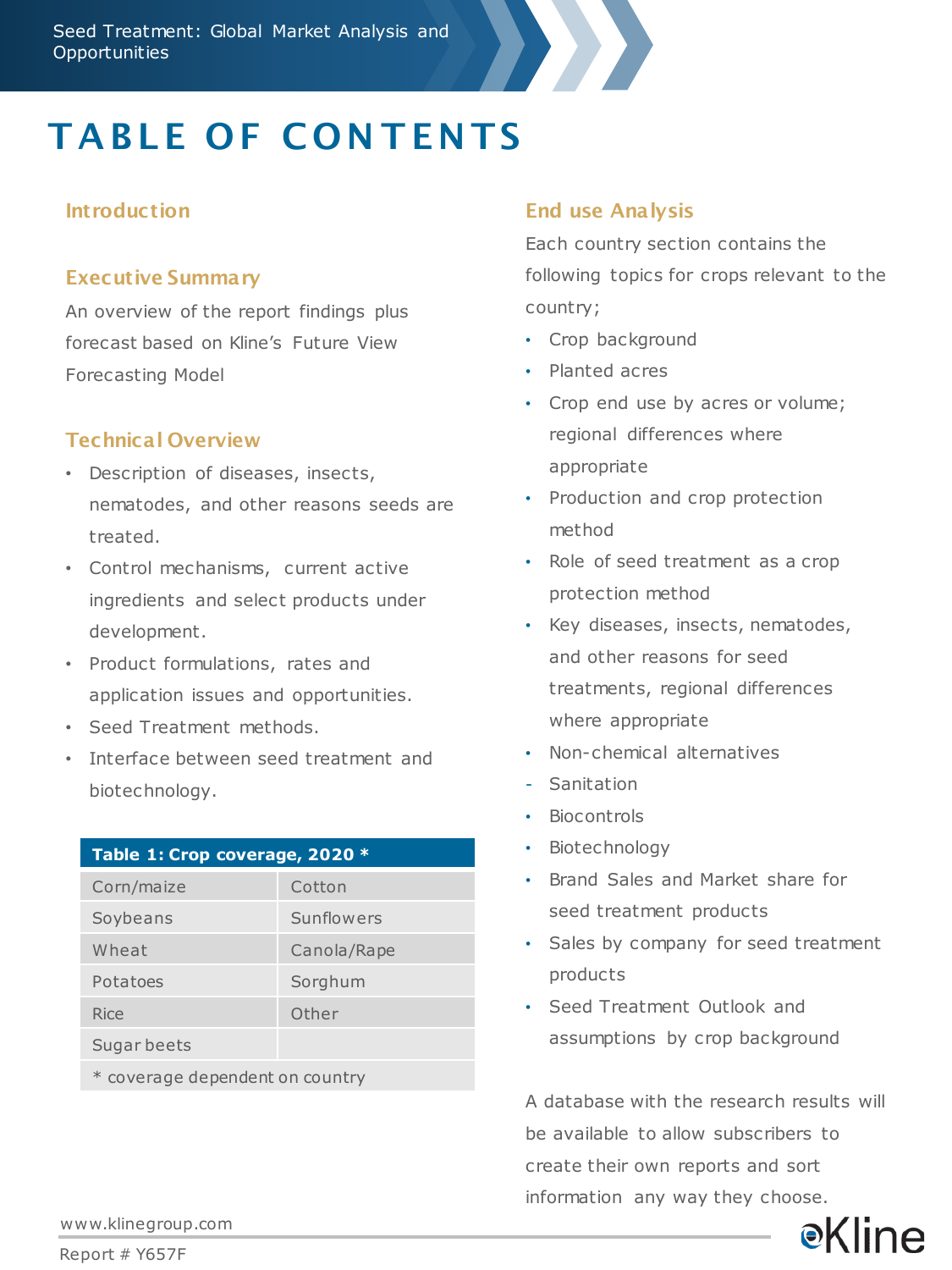# TABLE OF CONTENTS

## Introduction

## Executive Summary

An overview of the report findings plus forecast based on Kline's Future View Forecasting Model

## Technical Overview

- Description of diseases, insects, nematodes, and other reasons seeds are treated.
- Control mechanisms, current active ingredients and select products under development.
- Product formulations, rates and application issues and opportunities.
- Seed Treatment methods.
- Interface between seed treatment and biotechnology.

| Table 1: Crop coverage, 2020 * | |
|---|---|
| Corn/maize | Cotton |
| Soybeans | Sunflowers |
| Wheat | Canola/Rape |
| Potatoes | Sorghum |
| Rice | Other |
| Sugar beets | |
| * coverage dependent on country | |

## End use Analysis

Each country section contains the following topics for crops relevant to the country;

- Crop background
- Planted acres
- Crop end use by acres or volume; regional differences where appropriate
- Production and crop protection method
- Role of seed treatment as a crop protection method
- Key diseases, insects, nematodes, and other reasons for seed treatments, regional differences where appropriate
- Non-chemical alternatives
- Sanitation
- Biocontrols
- Biotechnology
- Brand Sales and Market share for seed treatment products
- Sales by company for seed treatment products
- Seed Treatment Outlook and assumptions by crop background

A database with the research results will be available to allow subscribers to create their own reports and sort information any way they choose.

www.klinegroup.com

Report # Y657F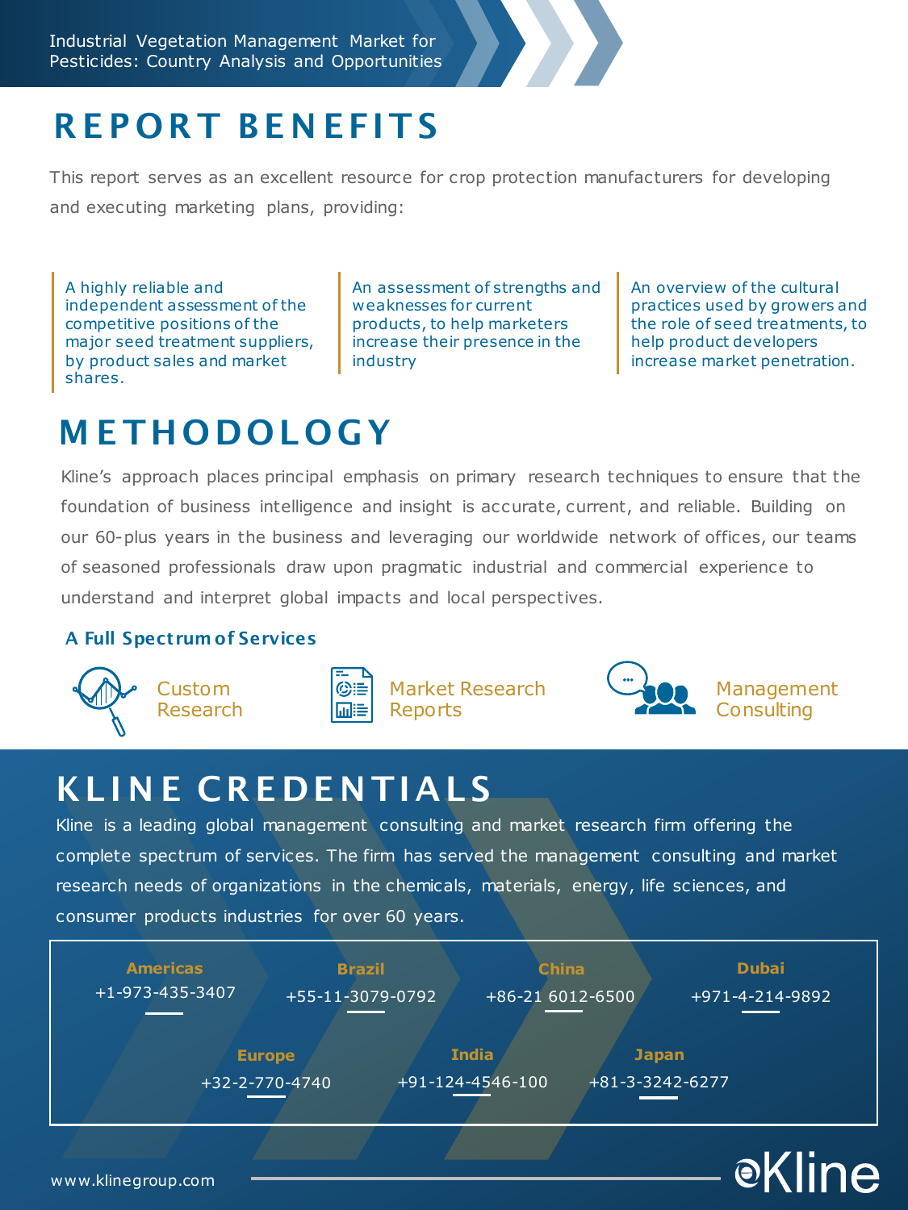Industrial Vegetation Management Market for Pesticides: Country Analysis and Opportunities

# REPORT BENEFITS

This report serves as an excellent resource for crop protection manufacturers for developing and executing marketing plans, providing:

- A highly reliable and independent assessment of the competitive positions of the major seed treatment suppliers, by product sales and market shares.
- An assessment of strengths and weaknesses for current products, to help marketers increase their presence in the industry
- An overview of the cultural practices used by growers and the role of seed treatments, to help product developers increase market penetration.

# METHODOLOGY

Kline's approach places principal emphasis on primary research techniques to ensure that the foundation of business intelligence and insight is accurate, current, and reliable. Building on our 60-plus years in the business and leveraging our worldwide network of offices, our teams of seasoned professionals draw upon pragmatic industrial and commercial experience to understand and interpret global impacts and local perspectives.

### A Full Spectrum of Services

- Custom Research
- Market Research Reports
- Management Consulting

# KLINE CREDENTIALS

Kline is a leading global management consulting and market research firm offering the complete spectrum of services. The firm has served the management consulting and market research needs of organizations in the chemicals, materials, energy, life sciences, and consumer products industries for over 60 years.

**Americas**
+1-973-435-3407

**Brazil**
+55-11-3079-0792

**China**
+86-21 6012-6500

**Dubai**
+971-4-214-9892

**Europe**
+32-2-770-4740

**India**
+91-124-4546-100

**Japan**
+81-3-3242-6277

www.klinegroup.com

Kline